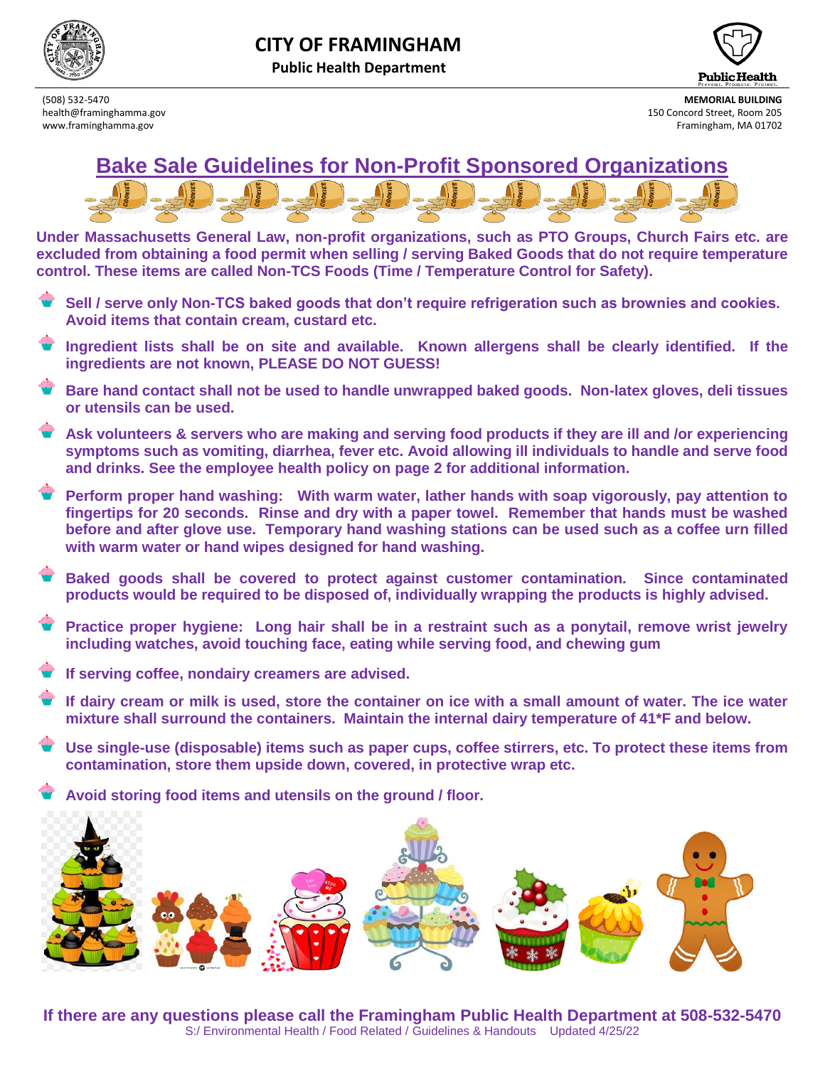# CITY OF FRAMINGHAM

**Public Health Department**

(508) 532-5470
health@framinghamma.gov
www.framinghamma.gov

**MEMORIAL BUILDING**
150 Concord Street, Room 205
Framingham, MA 01702

## Bake Sale Guidelines for Non-Profit Sponsored Organizations

**Under Massachusetts General Law, non-profit organizations, such as PTO Groups, Church Fairs etc. are excluded from obtaining a food permit when selling / serving Baked Goods that do not require temperature control. These items are called Non-TCS Foods (Time / Temperature Control for Safety).**

- **Sell / serve only Non-TCS baked goods that don't require refrigeration such as brownies and cookies. Avoid items that contain cream, custard etc.**
- **Ingredient lists shall be on site and available. Known allergens shall be clearly identified. If the ingredients are not known, PLEASE DO NOT GUESS!**
- **Bare hand contact shall not be used to handle unwrapped baked goods. Non-latex gloves, deli tissues or utensils can be used.**
- **Ask volunteers & servers who are making and serving food products if they are ill and /or experiencing symptoms such as vomiting, diarrhea, fever etc. Avoid allowing ill individuals to handle and serve food and drinks. See the employee health policy on page 2 for additional information.**
- **Perform proper hand washing: With warm water, lather hands with soap vigorously, pay attention to fingertips for 20 seconds. Rinse and dry with a paper towel. Remember that hands must be washed before and after glove use. Temporary hand washing stations can be used such as a coffee urn filled with warm water or hand wipes designed for hand washing.**
- **Baked goods shall be covered to protect against customer contamination. Since contaminated products would be required to be disposed of, individually wrapping the products is highly advised.**
- **Practice proper hygiene: Long hair shall be in a restraint such as a ponytail, remove wrist jewelry including watches, avoid touching face, eating while serving food, and chewing gum**
- **If serving coffee, nondairy creamers are advised.**
- **If dairy cream or milk is used, store the container on ice with a small amount of water. The ice water mixture shall surround the containers. Maintain the internal dairy temperature of 41*F and below.**
- **Use single-use (disposable) items such as paper cups, coffee stirrers, etc. To protect these items from contamination, store them upside down, covered, in protective wrap etc.**
- **Avoid storing food items and utensils on the ground / floor.**

**If there are any questions please call the Framingham Public Health Department at 508-532-5470**

S:/ Environmental Health / Food Related / Guidelines & Handouts Updated 4/25/22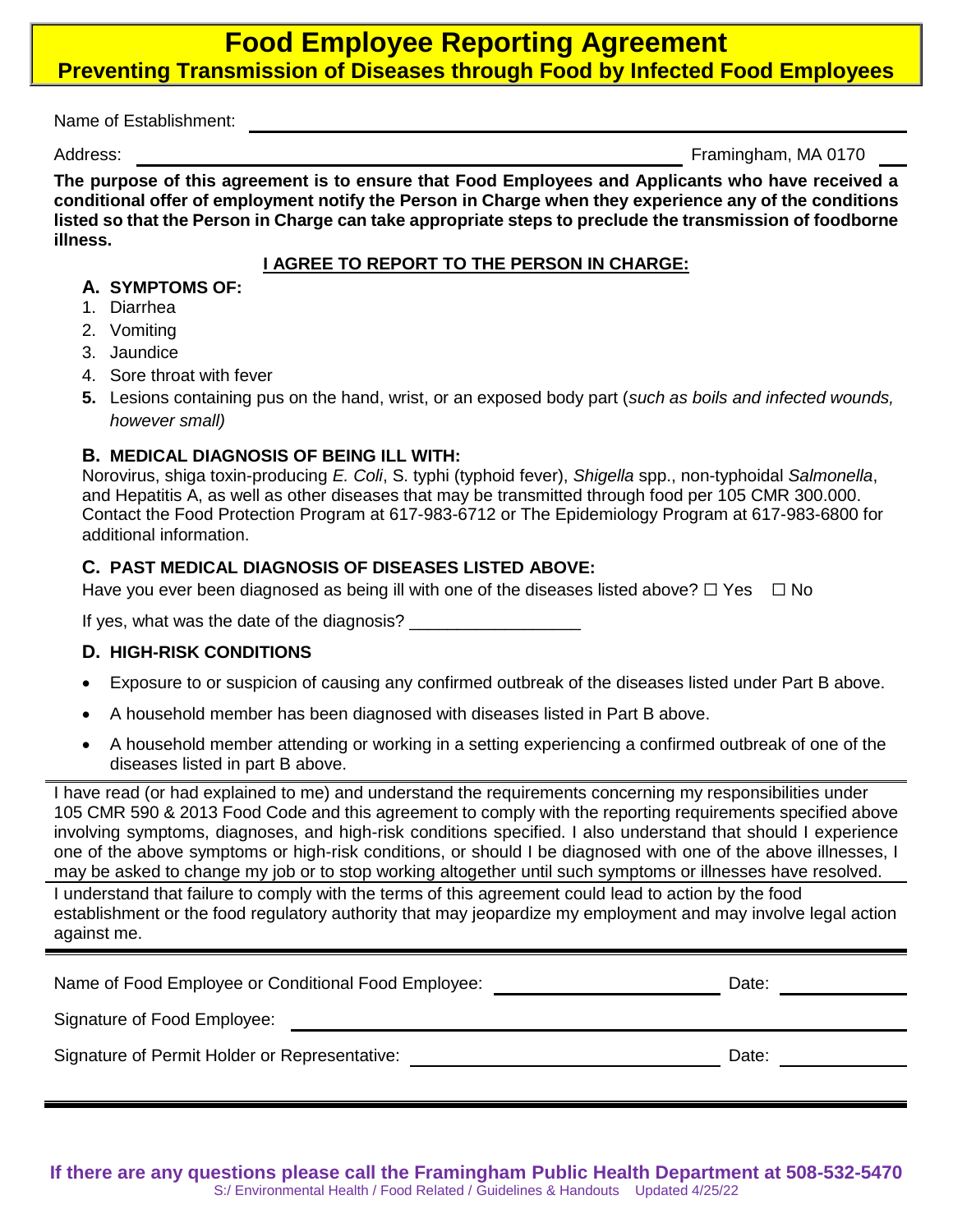# Food Employee Reporting Agreement

## Preventing Transmission of Diseases through Food by Infected Food Employees

Name of Establishment: ____________________________________________

Address: ____________________________________________ Framingham, MA 0170 ___

**The purpose of this agreement is to ensure that Food Employees and Applicants who have received a conditional offer of employment notify the Person in Charge when they experience any of the conditions listed so that the Person in Charge can take appropriate steps to preclude the transmission of foodborne illness.**

**I AGREE TO REPORT TO THE PERSON IN CHARGE:**

### A. SYMPTOMS OF:

1. Diarrhea
2. Vomiting
3. Jaundice
4. Sore throat with fever
5. Lesions containing pus on the hand, wrist, or an exposed body part (*such as boils and infected wounds, however small)*

### B. MEDICAL DIAGNOSIS OF BEING ILL WITH:

Norovirus, shiga toxin-producing *E. Coli*, S. typhi (typhoid fever), *Shigella* spp., non-typhoidal *Salmonella*, and Hepatitis A, as well as other diseases that may be transmitted through food per 105 CMR 300.000. Contact the Food Protection Program at 617-983-6712 or The Epidemiology Program at 617-983-6800 for additional information.

### C. PAST MEDICAL DIAGNOSIS OF DISEASES LISTED ABOVE:

Have you ever been diagnosed as being ill with one of the diseases listed above? ☐ Yes ☐ No

If yes, what was the date of the diagnosis? __________________

### D. HIGH-RISK CONDITIONS

- Exposure to or suspicion of causing any confirmed outbreak of the diseases listed under Part B above.
- A household member has been diagnosed with diseases listed in Part B above.
- A household member attending or working in a setting experiencing a confirmed outbreak of one of the diseases listed in part B above.

---

I have read (or had explained to me) and understand the requirements concerning my responsibilities under 105 CMR 590 & 2013 Food Code and this agreement to comply with the reporting requirements specified above involving symptoms, diagnoses, and high-risk conditions specified. I also understand that should I experience one of the above symptoms or high-risk conditions, or should I be diagnosed with one of the above illnesses, I may be asked to change my job or to stop working altogether until such symptoms or illnesses have resolved.

I understand that failure to comply with the terms of this agreement could lead to action by the food establishment or the food regulatory authority that may jeopardize my employment and may involve legal action against me.

---

Name of Food Employee or Conditional Food Employee: ______________________ Date: __________

Signature of Food Employee: ____________________________________________

Signature of Permit Holder or Representative: ______________________ Date: __________

---

**If there are any questions please call the Framingham Public Health Department at 508-532-5470**

S:/ Environmental Health / Food Related / Guidelines & Handouts Updated 4/25/22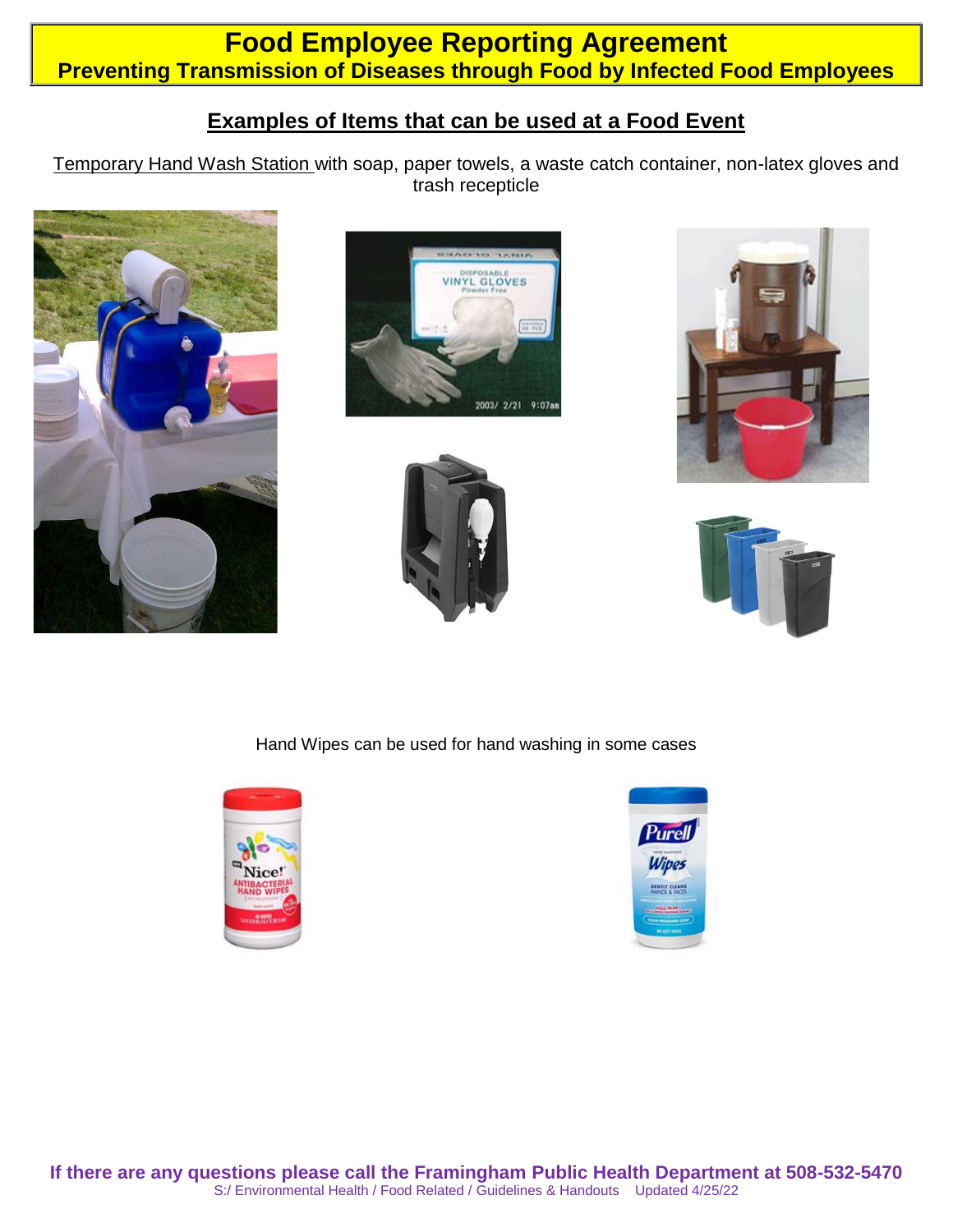# Food Employee Reporting Agreement

## Preventing Transmission of Diseases through Food by Infected Food Employees

### Examples of Items that can be used at a Food Event

Temporary Hand Wash Station with soap, paper towels, a waste catch container, non-latex gloves and trash recepticle

Hand Wipes can be used for hand washing in some cases

**If there are any questions please call the Framingham Public Health Department at 508-532-5470**

S:/ Environmental Health / Food Related / Guidelines & Handouts Updated 4/25/22